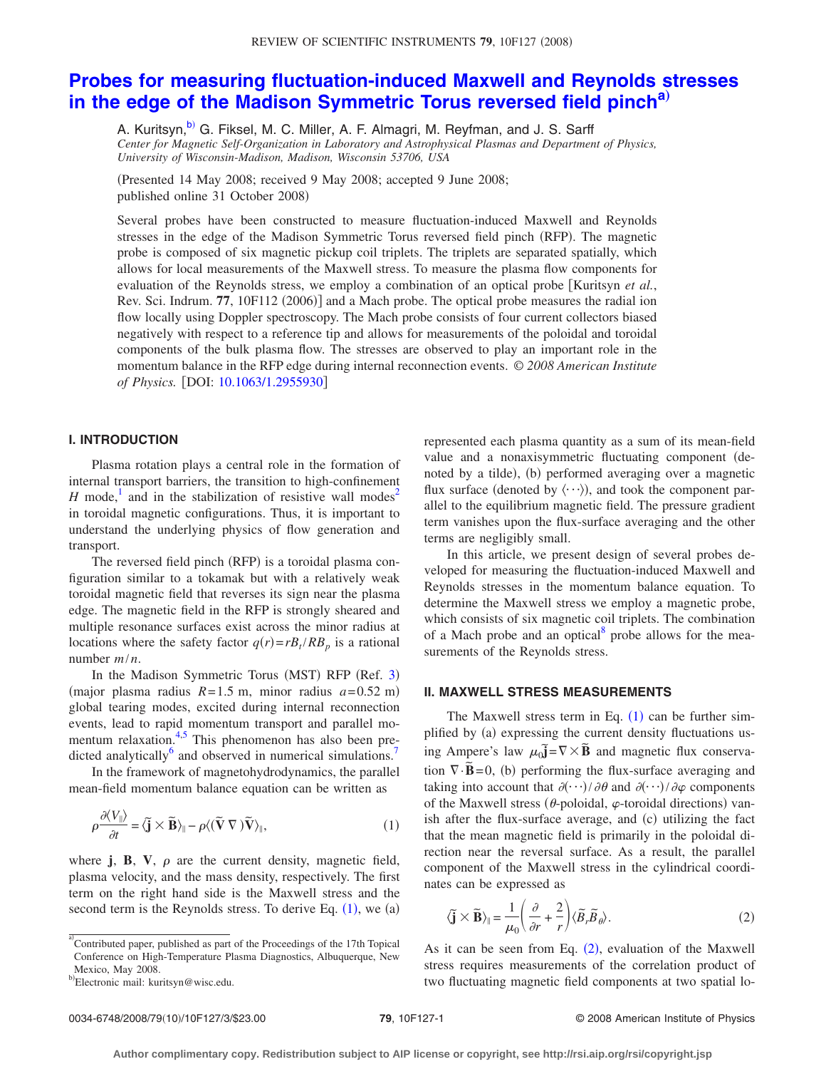# Probes for measuring fluctuation-induced Maxwell and Reynolds stresses in the edge of the Madison Symmetric Torus reversed field pinch[a)]

A. Kuritsyn,[b)] G. Fiksel, M. C. Miller, A. F. Almagri, M. Reyfman, and J. S. Sarff

*Center for Magnetic Self-Organization in Laboratory and Astrophysical Plasmas and Department of Physics, University of Wisconsin-Madison, Madison, Wisconsin 53706, USA*

(Presented 14 May 2008; received 9 May 2008; accepted 9 June 2008; published online 31 October 2008)

Several probes have been constructed to measure fluctuation-induced Maxwell and Reynolds stresses in the edge of the Madison Symmetric Torus reversed field pinch (RFP). The magnetic probe is composed of six magnetic pickup coil triplets. The triplets are separated spatially, which allows for local measurements of the Maxwell stress. To measure the plasma flow components for evaluation of the Reynolds stress, we employ a combination of an optical probe [Kuritsyn *et al.*, Rev. Sci. Indrum. **77**, 10F112 (2006)] and a Mach probe. The optical probe measures the radial ion flow locally using Doppler spectroscopy. The Mach probe consists of four current collectors biased negatively with respect to a reference tip and allows for measurements of the poloidal and toroidal components of the bulk plasma flow. The stresses are observed to play an important role in the momentum balance in the RFP edge during internal reconnection events. *© 2008 American Institute of Physics.* [DOI: 10.1063/1.2955930]

## I. INTRODUCTION

Plasma rotation plays a central role in the formation of internal transport barriers, the transition to high-confinement *H* mode,[1] and in the stabilization of resistive wall modes[2] in toroidal magnetic configurations. Thus, it is important to understand the underlying physics of flow generation and transport.

The reversed field pinch (RFP) is a toroidal plasma configuration similar to a tokamak but with a relatively weak toroidal magnetic field that reverses its sign near the plasma edge. The magnetic field in the RFP is strongly sheared and multiple resonance surfaces exist across the minor radius at locations where the safety factor $q(r)=rB_t/RB_p$ is a rational number $m/n$.

In the Madison Symmetric Torus (MST) RFP (Ref. 3) (major plasma radius $R=1.5$ m, minor radius $a=0.52$ m) global tearing modes, excited during internal reconnection events, lead to rapid momentum transport and parallel momentum relaxation.[4,5] This phenomenon has also been predicted analytically[6] and observed in numerical simulations.[7]

In the framework of magnetohydrodynamics, the parallel mean-field momentum balance equation can be written as

$$\rho\frac{\partial\langle V_{\parallel}\rangle}{\partial t}=\langle\tilde{\mathbf{j}}\times\tilde{\mathbf{B}}\rangle_{\parallel}-\rho\langle(\tilde{\mathbf{V}}\,\nabla)\tilde{\mathbf{V}}\rangle_{\parallel},\tag{1}$$

where **j**, **B**, **V**, $\rho$ are the current density, magnetic field, plasma velocity, and the mass density, respectively. The first term on the right hand side is the Maxwell stress and the second term is the Reynolds stress. To derive Eq. (1), we (a) represented each plasma quantity as a sum of its mean-field value and a nonaxisymmetric fluctuating component (denoted by a tilde), (b) performed averaging over a magnetic flux surface (denoted by $\langle\cdots\rangle$), and took the component parallel to the equilibrium magnetic field. The pressure gradient term vanishes upon the flux-surface averaging and the other terms are negligibly small.

In this article, we present design of several probes developed for measuring the fluctuation-induced Maxwell and Reynolds stresses in the momentum balance equation. To determine the Maxwell stress we employ a magnetic probe, which consists of six magnetic coil triplets. The combination of a Mach probe and an optical[8] probe allows for the measurements of the Reynolds stress.

## II. MAXWELL STRESS MEASUREMENTS

The Maxwell stress term in Eq. (1) can be further simplified by (a) expressing the current density fluctuations using Ampere's law $\mu_0\tilde{\mathbf{j}}=\nabla\times\tilde{\mathbf{B}}$ and magnetic flux conservation $\nabla\cdot\tilde{\mathbf{B}}=0$, (b) performing the flux-surface averaging and taking into account that $\partial(\cdots)/\partial\theta$ and $\partial(\cdots)/\partial\varphi$ components of the Maxwell stress ($\theta$-poloidal, $\varphi$-toroidal directions) vanish after the flux-surface average, and (c) utilizing the fact that the mean magnetic field is primarily in the poloidal direction near the reversal surface. As a result, the parallel component of the Maxwell stress in the cylindrical coordinates can be expressed as

$$\langle\tilde{\mathbf{j}}\times\tilde{\mathbf{B}}\rangle_{\parallel}=\frac{1}{\mu_0}\left(\frac{\partial}{\partial r}+\frac{2}{r}\right)\langle\tilde{B}_r\tilde{B}_\theta\rangle.\tag{2}$$

As it can be seen from Eq. (2), evaluation of the Maxwell stress requires measurements of the correlation product of two fluctuating magnetic field components at two spatial lo-

---

[a)] Contributed paper, published as part of the Proceedings of the 17th Topical Conference on High-Temperature Plasma Diagnostics, Albuquerque, New Mexico, May 2008.

[b)] Electronic mail: kuritsyn@wisc.edu.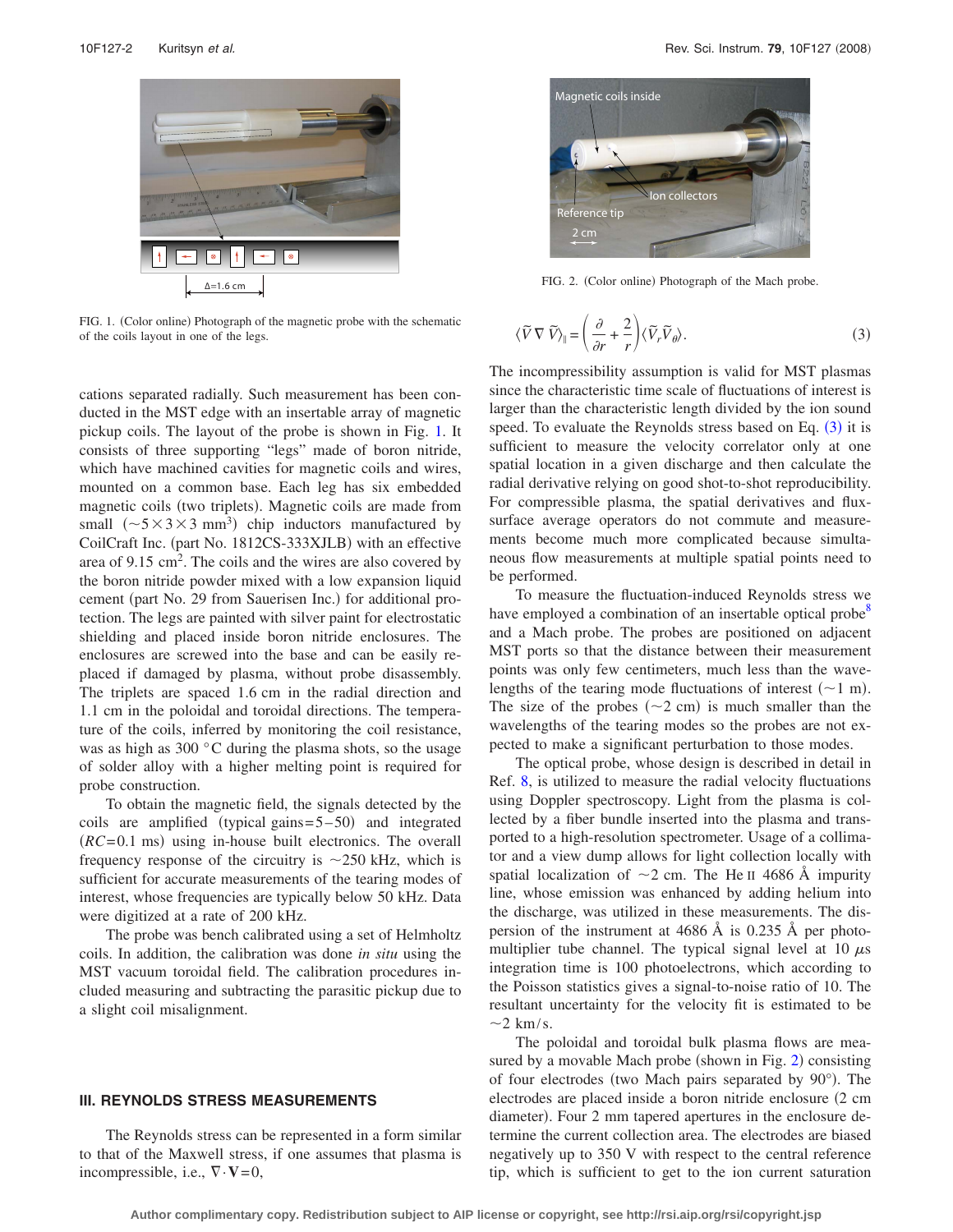FIG. 1. (Color online) Photograph of the magnetic probe with the schematic of the coils layout in one of the legs.

cations separated radially. Such measurement has been conducted in the MST edge with an insertable array of magnetic pickup coils. The layout of the probe is shown in Fig. 1. It consists of three supporting "legs" made of boron nitride, which have machined cavities for magnetic coils and wires, mounted on a common base. Each leg has six embedded magnetic coils (two triplets). Magnetic coils are made from small ($\sim 5\times 3\times 3$ mm$^3$) chip inductors manufactured by CoilCraft Inc. (part No. 1812CS-333XJLB) with an effective area of 9.15 cm$^2$. The coils and the wires are also covered by the boron nitride powder mixed with a low expansion liquid cement (part No. 29 from Sauerisen Inc.) for additional protection. The legs are painted with silver paint for electrostatic shielding and placed inside boron nitride enclosures. The enclosures are screwed into the base and can be easily replaced if damaged by plasma, without probe disassembly. The triplets are spaced 1.6 cm in the radial direction and 1.1 cm in the poloidal and toroidal directions. The temperature of the coils, inferred by monitoring the coil resistance, was as high as 300 °C during the plasma shots, so the usage of solder alloy with a higher melting point is required for probe construction.

To obtain the magnetic field, the signals detected by the coils are amplified (typical gains=5–50) and integrated ($RC$=0.1 ms) using in-house built electronics. The overall frequency response of the circuitry is ~250 kHz, which is sufficient for accurate measurements of the tearing modes of interest, whose frequencies are typically below 50 kHz. Data were digitized at a rate of 200 kHz.

The probe was bench calibrated using a set of Helmholtz coils. In addition, the calibration was done *in situ* using the MST vacuum toroidal field. The calibration procedures included measuring and subtracting the parasitic pickup due to a slight coil misalignment.

## III. REYNOLDS STRESS MEASUREMENTS

The Reynolds stress can be represented in a form similar to that of the Maxwell stress, if one assumes that plasma is incompressible, i.e., $\nabla\cdot\mathbf{V}=0$,

FIG. 2. (Color online) Photograph of the Mach probe.

$$\langle \tilde{V}\nabla\tilde{V}\rangle_{\parallel} = \left(\frac{\partial}{\partial r}+\frac{2}{r}\right)\langle \tilde{V}_r\tilde{V}_\theta\rangle. \qquad (3)$$

The incompressibility assumption is valid for MST plasmas since the characteristic time scale of fluctuations of interest is larger than the characteristic length divided by the ion sound speed. To evaluate the Reynolds stress based on Eq. (3) it is sufficient to measure the velocity correlator only at one spatial location in a given discharge and then calculate the radial derivative relying on good shot-to-shot reproducibility. For compressible plasma, the spatial derivatives and flux-surface average operators do not commute and measurements become much more complicated because simultaneous flow measurements at multiple spatial points need to be performed.

To measure the fluctuation-induced Reynolds stress we have employed a combination of an insertable optical probe[8] and a Mach probe. The probes are positioned on adjacent MST ports so that the distance between their measurement points was only few centimeters, much less than the wavelengths of the tearing mode fluctuations of interest (~1 m). The size of the probes (~2 cm) is much smaller than the wavelengths of the tearing modes so the probes are not expected to make a significant perturbation to those modes.

The optical probe, whose design is described in detail in Ref. 8, is utilized to measure the radial velocity fluctuations using Doppler spectroscopy. Light from the plasma is collected by a fiber bundle inserted into the plasma and transported to a high-resolution spectrometer. Usage of a collimator and a view dump allows for light collection locally with spatial localization of ~2 cm. The He II 4686 Å impurity line, whose emission was enhanced by adding helium into the discharge, was utilized in these measurements. The dispersion of the instrument at 4686 Å is 0.235 Å per photomultiplier tube channel. The typical signal level at 10 $\mu$s integration time is 100 photoelectrons, which according to the Poisson statistics gives a signal-to-noise ratio of 10. The resultant uncertainty for the velocity fit is estimated to be ~2 km/s.

The poloidal and toroidal bulk plasma flows are measured by a movable Mach probe (shown in Fig. 2) consisting of four electrodes (two Mach pairs separated by 90°). The electrodes are placed inside a boron nitride enclosure (2 cm diameter). Four 2 mm tapered apertures in the enclosure determine the current collection area. The electrodes are biased negatively up to 350 V with respect to the central reference tip, which is sufficient to get to the ion current saturation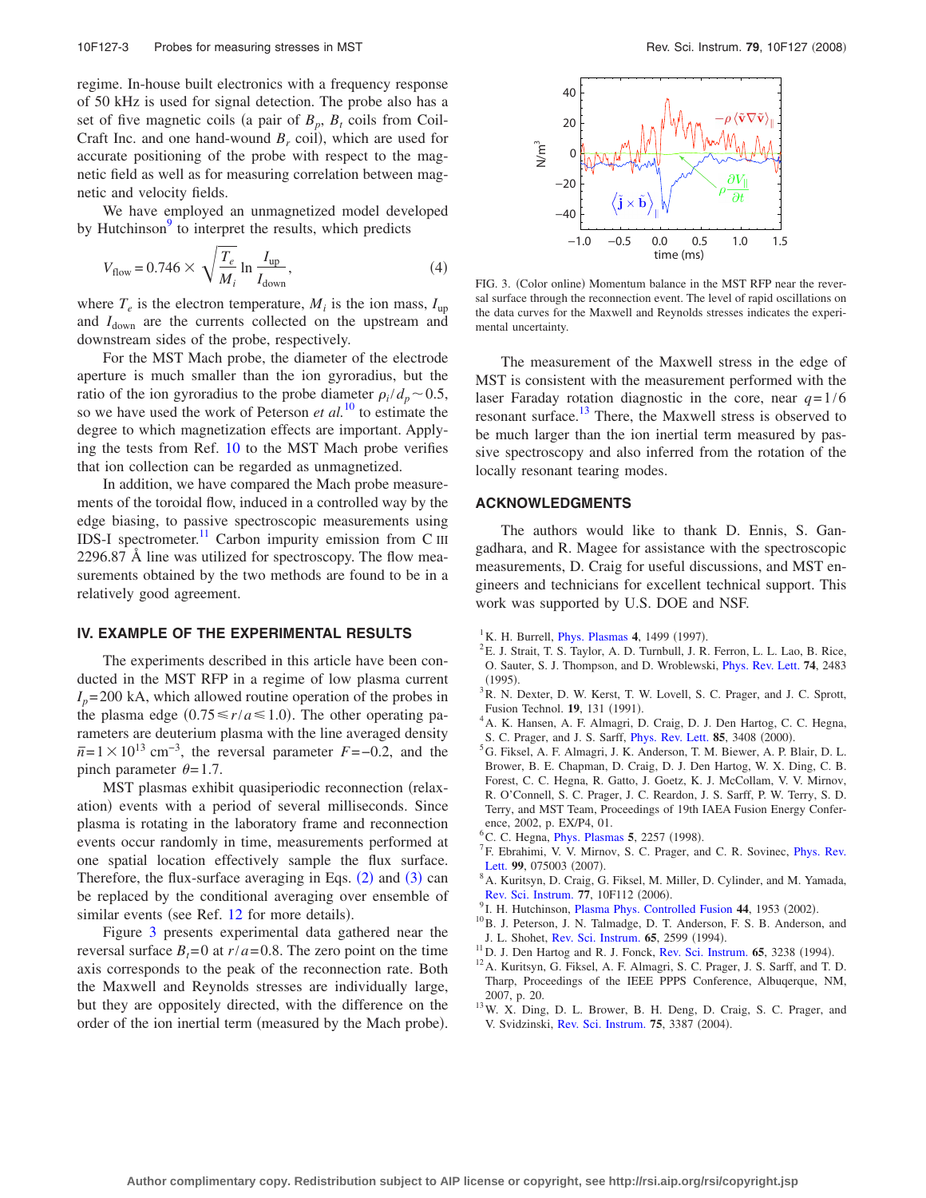regime. In-house built electronics with a frequency response of 50 kHz is used for signal detection. The probe also has a set of five magnetic coils (a pair of $B_p$, $B_t$ coils from Coil-Craft Inc. and one hand-wound $B_r$ coil), which are used for accurate positioning of the probe with respect to the magnetic field as well as for measuring correlation between magnetic and velocity fields.

We have employed an unmagnetized model developed by Hutchinson[9] to interpret the results, which predicts

$$V_{\text{flow}} = 0.746 \times \sqrt{\frac{T_e}{M_i}} \ln \frac{I_{\text{up}}}{I_{\text{down}}}, \qquad (4)$$

where $T_e$ is the electron temperature, $M_i$ is the ion mass, $I_{\text{up}}$ and $I_{\text{down}}$ are the currents collected on the upstream and downstream sides of the probe, respectively.

For the MST Mach probe, the diameter of the electrode aperture is much smaller than the ion gyroradius, but the ratio of the ion gyroradius to the probe diameter $\rho_i/d_p \sim 0.5$, so we have used the work of Peterson *et al.*[10] to estimate the degree to which magnetization effects are important. Applying the tests from Ref. 10 to the MST Mach probe verifies that ion collection can be regarded as unmagnetized.

In addition, we have compared the Mach probe measurements of the toroidal flow, induced in a controlled way by the edge biasing, to passive spectroscopic measurements using IDS-I spectrometer.[11] Carbon impurity emission from C III 2296.87 Å line was utilized for spectroscopy. The flow measurements obtained by the two methods are found to be in a relatively good agreement.

## IV. EXAMPLE OF THE EXPERIMENTAL RESULTS

The experiments described in this article have been conducted in the MST RFP in a regime of low plasma current $I_p = 200$ kA, which allowed routine operation of the probes in the plasma edge $(0.75 \leq r/a \leq 1.0)$. The other operating parameters are deuterium plasma with the line averaged density $\bar{n} = 1 \times 10^{13}$ cm$^{-3}$, the reversal parameter $F = -0.2$, and the pinch parameter $\theta = 1.7$.

MST plasmas exhibit quasiperiodic reconnection (relaxation) events with a period of several milliseconds. Since plasma is rotating in the laboratory frame and reconnection events occur randomly in time, measurements performed at one spatial location effectively sample the flux surface. Therefore, the flux-surface averaging in Eqs. (2) and (3) can be replaced by the conditional averaging over ensemble of similar events (see Ref. 12 for more details).

Figure 3 presents experimental data gathered near the reversal surface $B_t = 0$ at $r/a = 0.8$. The zero point on the time axis corresponds to the peak of the reconnection rate. Both the Maxwell and Reynolds stresses are individually large, but they are oppositely directed, with the difference on the order of the ion inertial term (measured by the Mach probe).

N/m$^3$
40
20
0
−20
−40
−1.0 −0.5 0.0 0.5 1.0 1.5
time (ms)
$-\rho\langle\tilde{\mathbf{v}}\nabla\tilde{\mathbf{v}}\rangle_\parallel$
$\rho\frac{\partial V_\parallel}{\partial t}$
$\langle\tilde{\mathbf{j}}\times\tilde{\mathbf{b}}\rangle_\parallel$

FIG. 3. (Color online) Momentum balance in the MST RFP near the reversal surface through the reconnection event. The level of rapid oscillations on the data curves for the Maxwell and Reynolds stresses indicates the experimental uncertainty.

The measurement of the Maxwell stress in the edge of MST is consistent with the measurement performed with the laser Faraday rotation diagnostic in the core, near $q = 1/6$ resonant surface.[13] There, the Maxwell stress is observed to be much larger than the ion inertial term measured by passive spectroscopy and also inferred from the rotation of the locally resonant tearing modes.

## ACKNOWLEDGMENTS

The authors would like to thank D. Ennis, S. Gangadhara, and R. Magee for assistance with the spectroscopic measurements, D. Craig for useful discussions, and MST engineers and technicians for excellent technical support. This work was supported by U.S. DOE and NSF.

[1] K. H. Burrell, Phys. Plasmas **4**, 1499 (1997).

[2] E. J. Strait, T. S. Taylor, A. D. Turnbull, J. R. Ferron, L. L. Lao, B. Rice, O. Sauter, S. J. Thompson, and D. Wroblewski, Phys. Rev. Lett. **74**, 2483 (1995).

[3] R. N. Dexter, D. W. Kerst, T. W. Lovell, S. C. Prager, and J. C. Sprott, Fusion Technol. **19**, 131 (1991).

[4] A. K. Hansen, A. F. Almagri, D. Craig, D. J. Den Hartog, C. C. Hegna, S. C. Prager, and J. S. Sarff, Phys. Rev. Lett. **85**, 3408 (2000).

[5] G. Fiksel, A. F. Almagri, J. K. Anderson, T. M. Biewer, A. P. Blair, D. L. Brower, B. E. Chapman, D. Craig, D. J. Den Hartog, W. X. Ding, C. B. Forest, C. C. Hegna, R. Gatto, J. Goetz, K. J. McCollam, V. V. Mirnov, R. O'Connell, S. C. Prager, J. C. Reardon, J. S. Sarff, P. W. Terry, S. D. Terry, and MST Team, Proceedings of 19th IAEA Fusion Energy Conference, 2002, p. EX/P4, 01.

[6] C. C. Hegna, Phys. Plasmas **5**, 2257 (1998).

[7] F. Ebrahimi, V. V. Mirnov, S. C. Prager, and C. R. Sovinec, Phys. Rev. Lett. **99**, 075003 (2007).

[8] A. Kuritsyn, D. Craig, G. Fiksel, M. Miller, D. Cylinder, and M. Yamada, Rev. Sci. Instrum. **77**, 10F112 (2006).

[9] I. H. Hutchinson, Plasma Phys. Controlled Fusion **44**, 1953 (2002).

[10] B. J. Peterson, J. N. Talmadge, D. T. Anderson, F. S. B. Anderson, and J. L. Shohet, Rev. Sci. Instrum. **65**, 2599 (1994).

[11] D. J. Den Hartog and R. J. Fonck, Rev. Sci. Instrum. **65**, 3238 (1994).

[12] A. Kuritsyn, G. Fiksel, A. F. Almagri, S. C. Prager, J. S. Sarff, and T. D. Tharp, Proceedings of the IEEE PPPS Conference, Albuquerque, NM, 2007, p. 20.

[13] W. X. Ding, D. L. Brower, B. H. Deng, D. Craig, S. C. Prager, and V. Svidzinski, Rev. Sci. Instrum. **75**, 3387 (2004).